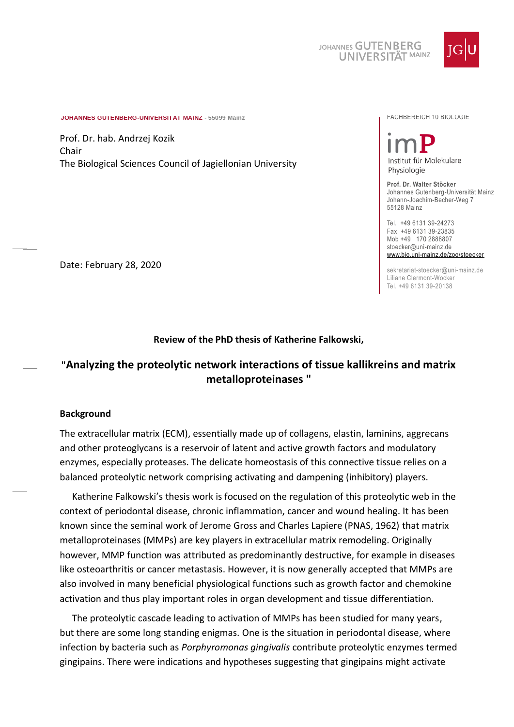JOHANNES GUTENBERG UNIVERSITÄT MAINZ

JOHANNES GUTENBERG-UNIVERSITÄT MAINZ - 55099 Mainz

Prof. Dr. hab. Andrzej Kozik
Chair
The Biological Sciences Council of Jagiellonian University

FACHBEREICH 10 BIOLOGIE

imP
Institut für Molekulare Physiologie

**Prof. Dr. Walter Stöcker**
Johannes Gutenberg-Universität Mainz
Johann-Joachim-Becher-Weg 7
55128 Mainz

Tel. +49 6131 39-24273
Fax +49 6131 39-23835
Mob +49 170 2888807
stoecker@uni-mainz.de
www.bio.uni-mainz.de/zoo/stoecker

sekretariat-stoecker@uni-mainz.de
Liliane Clermont-Wocker
Tel. +49 6131 39-20138

Date: February 28, 2020

**Review of the PhD thesis of Katherine Falkowski,**

## "Analyzing the proteolytic network interactions of tissue kallikreins and matrix metalloproteinases "

### Background

The extracellular matrix (ECM), essentially made up of collagens, elastin, laminins, aggrecans and other proteoglycans is a reservoir of latent and active growth factors and modulatory enzymes, especially proteases. The delicate homeostasis of this connective tissue relies on a balanced proteolytic network comprising activating and dampening (inhibitory) players.

Katherine Falkowski's thesis work is focused on the regulation of this proteolytic web in the context of periodontal disease, chronic inflammation, cancer and wound healing. It has been known since the seminal work of Jerome Gross and Charles Lapiere (PNAS, 1962) that matrix metalloproteinases (MMPs) are key players in extracellular matrix remodeling. Originally however, MMP function was attributed as predominantly destructive, for example in diseases like osteoarthritis or cancer metastasis. However, it is now generally accepted that MMPs are also involved in many beneficial physiological functions such as growth factor and chemokine activation and thus play important roles in organ development and tissue differentiation.

The proteolytic cascade leading to activation of MMPs has been studied for many years, but there are some long standing enigmas. One is the situation in periodontal disease, where infection by bacteria such as *Porphyromonas gingivalis* contribute proteolytic enzymes termed gingipains. There were indications and hypotheses suggesting that gingipains might activate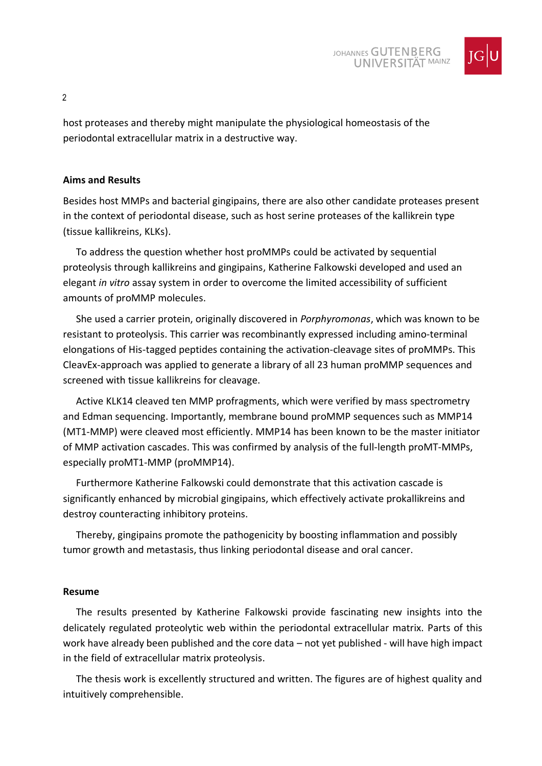host proteases and thereby might manipulate the physiological homeostasis of the periodontal extracellular matrix in a destructive way.

**Aims and Results**

Besides host MMPs and bacterial gingipains, there are also other candidate proteases present in the context of periodontal disease, such as host serine proteases of the kallikrein type (tissue kallikreins, KLKs).

To address the question whether host proMMPs could be activated by sequential proteolysis through kallikreins and gingipains, Katherine Falkowski developed and used an elegant *in vitro* assay system in order to overcome the limited accessibility of sufficient amounts of proMMP molecules.

She used a carrier protein, originally discovered in *Porphyromonas*, which was known to be resistant to proteolysis. This carrier was recombinantly expressed including amino-terminal elongations of His-tagged peptides containing the activation-cleavage sites of proMMPs. This CleavEx-approach was applied to generate a library of all 23 human proMMP sequences and screened with tissue kallikreins for cleavage.

Active KLK14 cleaved ten MMP profragments, which were verified by mass spectrometry and Edman sequencing. Importantly, membrane bound proMMP sequences such as MMP14 (MT1-MMP) were cleaved most efficiently. MMP14 has been known to be the master initiator of MMP activation cascades. This was confirmed by analysis of the full-length proMT-MMPs, especially proMT1-MMP (proMMP14).

Furthermore Katherine Falkowski could demonstrate that this activation cascade is significantly enhanced by microbial gingipains, which effectively activate prokallikreins and destroy counteracting inhibitory proteins.

Thereby, gingipains promote the pathogenicity by boosting inflammation and possibly tumor growth and metastasis, thus linking periodontal disease and oral cancer.

**Resume**

The results presented by Katherine Falkowski provide fascinating new insights into the delicately regulated proteolytic web within the periodontal extracellular matrix. Parts of this work have already been published and the core data – not yet published - will have high impact in the field of extracellular matrix proteolysis.

The thesis work is excellently structured and written. The figures are of highest quality and intuitively comprehensible.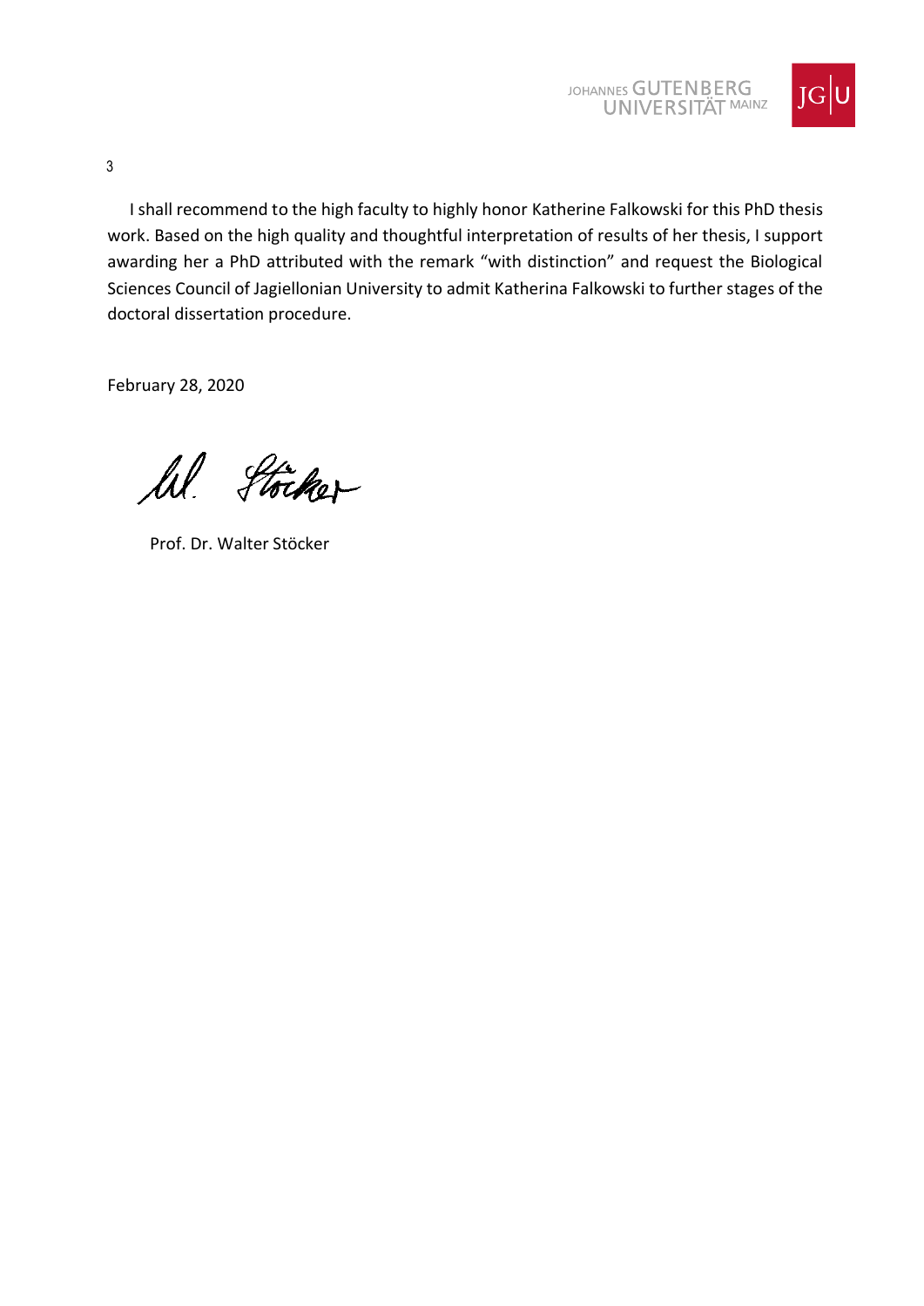I shall recommend to the high faculty to highly honor Katherine Falkowski for this PhD thesis work. Based on the high quality and thoughtful interpretation of results of her thesis, I support awarding her a PhD attributed with the remark "with distinction" and request the Biological Sciences Council of Jagiellonian University to admit Katherina Falkowski to further stages of the doctoral dissertation procedure.

February 28, 2020

W. Stöcker

Prof. Dr. Walter Stöcker